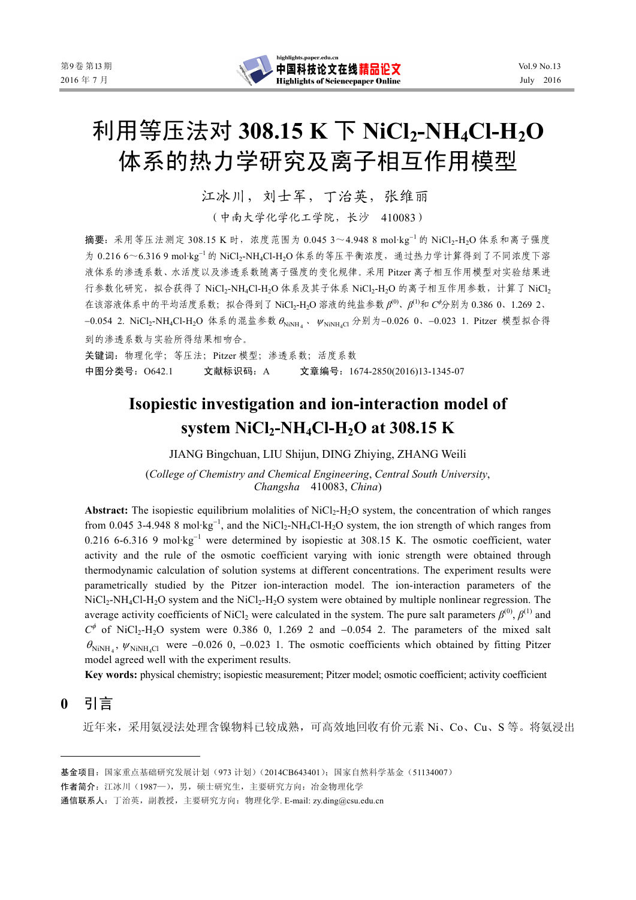# 利用等压法对 308.15 K 下 $NiCl_2$-$NH_4Cl$-$H_2O$ 体系的热力学研究及离子相互作用模型

江冰川，刘士军，丁治英，张维丽

（中南大学化学化工学院，长沙 410083）

**摘要**：采用等压法测定 308.15 K 时，浓度范围为 0.045 3～4.948 8 mol·kg$^{-1}$ 的 $NiCl_2$-$H_2O$ 体系和离子强度为 0.216 6～6.316 9 mol·kg$^{-1}$ 的 $NiCl_2$-$NH_4Cl$-$H_2O$ 体系的等压平衡浓度，通过热力学计算得到了不同浓度下溶液体系的渗透系数、水活度以及渗透系数随离子强度的变化规律。采用 Pitzer 离子相互作用模型对实验结果进行参数化研究，拟合获得了 $NiCl_2$-$NH_4Cl$-$H_2O$ 体系及其子体系 $NiCl_2$-$H_2O$ 的离子相互作用参数，计算了 $NiCl_2$ 在该溶液体系中的平均活度系数；拟合得到了 $NiCl_2$-$H_2O$ 溶液的纯盐参数 $\beta^{(0)}$、$\beta^{(1)}$和 $C^{\phi}$分别为 0.386 0、1.269 2、−0.054 2. $NiCl_2$-$NH_4Cl$-$H_2O$ 体系的混盐参数 $\theta_{NiNH_4}$、$\psi_{NiNH_4Cl}$ 分别为−0.026 0、−0.023 1. Pitzer 模型拟合得到的渗透系数与实验所得结果相吻合。

**关键词**：物理化学；等压法；Pitzer 模型；渗透系数；活度系数

**中图分类号**：O642.1　　**文献标识码**：A　　**文章编号**：1674-2850(2016)13-1345-07

# Isopiestic investigation and ion-interaction model of system $NiCl_2$-$NH_4Cl$-$H_2O$ at 308.15 K

JIANG Bingchuan, LIU Shijun, DING Zhiying, ZHANG Weili

(*College of Chemistry and Chemical Engineering*, *Central South University*, *Changsha* 410083, *China*)

**Abstract:** The isopiestic equilibrium molalities of $NiCl_2$-$H_2O$ system, the concentration of which ranges from 0.045 3-4.948 8 mol·kg$^{-1}$, and the $NiCl_2$-$NH_4Cl$-$H_2O$ system, the ion strength of which ranges from 0.216 6-6.316 9 mol·kg$^{-1}$ were determined by isopiestic at 308.15 K. The osmotic coefficient, water activity and the rule of the osmotic coefficient varying with ionic strength were obtained through thermodynamic calculation of solution systems at different concentrations. The experiment results were parametrically studied by the Pitzer ion-interaction model. The ion-interaction parameters of the $NiCl_2$-$NH_4Cl$-$H_2O$ system and the $NiCl_2$-$H_2O$ system were obtained by multiple nonlinear regression. The average activity coefficients of $NiCl_2$ were calculated in the system. The pure salt parameters $\beta^{(0)}$, $\beta^{(1)}$ and $C^{\phi}$ of $NiCl_2$-$H_2O$ system were 0.386 0, 1.269 2 and −0.054 2. The parameters of the mixed salt $\theta_{NiNH_4}$, $\psi_{NiNH_4Cl}$ were −0.026 0, −0.023 1. The osmotic coefficients which obtained by fitting Pitzer model agreed well with the experiment results.

**Key words:** physical chemistry; isopiestic measurement; Pitzer model; osmotic coefficient; activity coefficient

## 0 引言

近年来，采用氨浸法处理含镍物料已较成熟，可高效地回收有价元素 Ni、Co、Cu、S 等。将氨浸出

---

基金项目：国家重点基础研究发展计划（973 计划）（2014CB643401）；国家自然科学基金（51134007）

作者简介：江冰川（1987—），男，硕士研究生，主要研究方向：冶金物理化学

通信联系人：丁治英，副教授，主要研究方向：物理化学. E-mail: zy.ding@csu.edu.cn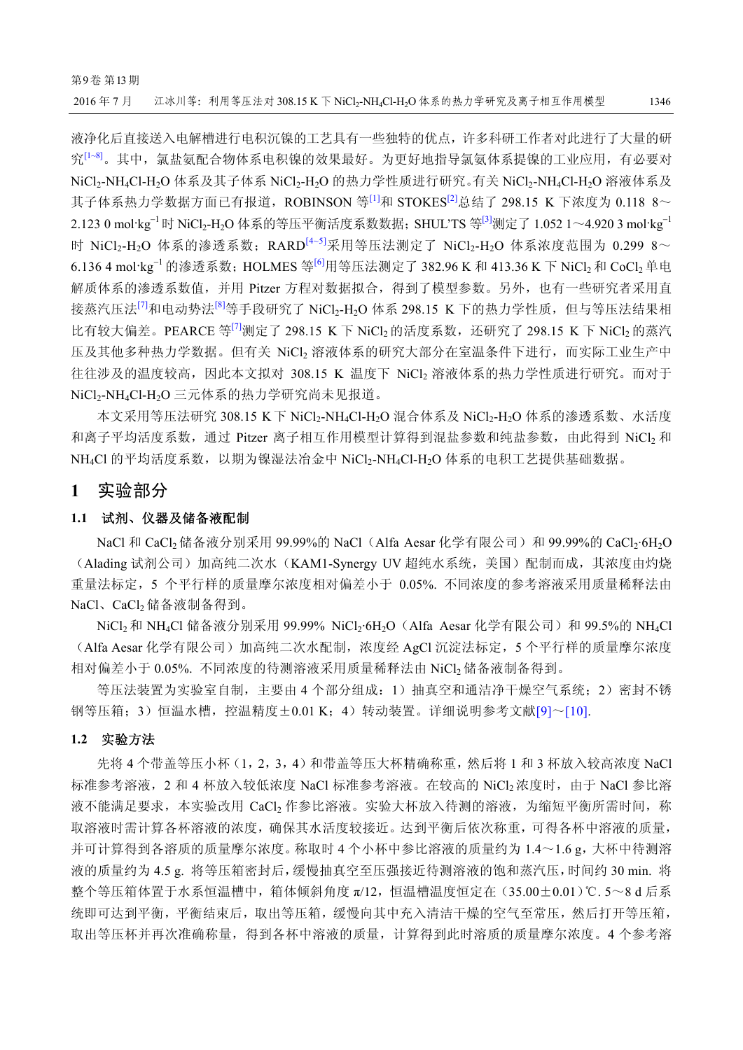液净化后直接送入电解槽进行电积沉镍的工艺具有一些独特的优点，许多科研工作者对此进行了大量的研究[1~8]。其中，氯盐氨配合物体系电积镍的效果最好。为更好地指导氯氨体系提镍的工业应用，有必要对 $NiCl_2$-$NH_4Cl$-$H_2O$ 体系及其子体系 $NiCl_2$-$H_2O$ 的热力学性质进行研究。有关 $NiCl_2$-$NH_4Cl$-$H_2O$ 溶液体系及其子体系热力学数据方面已有报道，ROBINSON 等[1]和 STOKES[2]总结了 298.15 K 下浓度为 0.118 8～2.123 0 $mol \cdot kg^{-1}$ 时 $NiCl_2$-$H_2O$ 体系的等压平衡活度系数数据；SHUL'TS 等[3]测定了 1.052 1～4.920 3 $mol \cdot kg^{-1}$ 时 $NiCl_2$-$H_2O$ 体系的渗透系数；RARD[4~5]采用等压法测定了 $NiCl_2$-$H_2O$ 体系浓度范围为 0.299 8～6.136 4 $mol \cdot kg^{-1}$ 的渗透系数；HOLMES 等[6]用等压法测定了 382.96 K 和 413.36 K 下 $NiCl_2$ 和 $CoCl_2$ 单电解质体系的渗透系数值，并用 Pitzer 方程对数据拟合，得到了模型参数。另外，也有一些研究者采用直接蒸汽压法[7]和电动势法[8]等手段研究了 $NiCl_2$-$H_2O$ 体系 298.15 K 下的热力学性质，但与等压法结果相比有较大偏差。PEARCE 等[7]测定了 298.15 K 下 $NiCl_2$ 的活度系数，还研究了 298.15 K 下 $NiCl_2$ 的蒸汽压及其他多种热力学数据。但有关 $NiCl_2$ 溶液体系的研究大部分在室温条件下进行，而实际工业生产中往往涉及的温度较高，因此本文拟对 308.15 K 温度下 $NiCl_2$ 溶液体系的热力学性质进行研究。而对于 $NiCl_2$-$NH_4Cl$-$H_2O$ 三元体系的热力学研究尚未见报道。

本文采用等压法研究 308.15 K 下 $NiCl_2$-$NH_4Cl$-$H_2O$ 混合体系及 $NiCl_2$-$H_2O$ 体系的渗透系数、水活度和离子平均活度系数，通过 Pitzer 离子相互作用模型计算得到混盐参数和纯盐参数，由此得到 $NiCl_2$ 和 $NH_4Cl$ 的平均活度系数，以期为镍湿法冶金中 $NiCl_2$-$NH_4Cl$-$H_2O$ 体系的电积工艺提供基础数据。

## 1 实验部分

### 1.1 试剂、仪器及储备液配制

NaCl 和 $CaCl_2$ 储备液分别采用 99.99%的 NaCl（Alfa Aesar 化学有限公司）和 99.99%的 $CaCl_2 \cdot 6H_2O$（Alading 试剂公司）加高纯二次水（KAM1-Synergy UV 超纯水系统，美国）配制而成，其浓度由灼烧重量法标定，5 个平行样的质量摩尔浓度相对偏差小于 0.05%. 不同浓度的参考溶液采用质量稀释法由 NaCl、$CaCl_2$ 储备液制备得到。

$NiCl_2$ 和 $NH_4Cl$ 储备液分别采用 99.99% $NiCl_2 \cdot 6H_2O$（Alfa Aesar 化学有限公司）和 99.5%的 $NH_4Cl$（Alfa Aesar 化学有限公司）加高纯二次水配制，浓度经 AgCl 沉淀法标定，5 个平行样的质量摩尔浓度相对偏差小于 0.05%. 不同浓度的待测溶液采用质量稀释法由 $NiCl_2$ 储备液制备得到。

等压法装置为实验室自制，主要由 4 个部分组成：1）抽真空和通洁净干燥空气系统；2）密封不锈钢等压箱；3）恒温水槽，控温精度±0.01 K；4）转动装置。详细说明参考文献[9]～[10].

### 1.2 实验方法

先将 4 个带盖等压小杯（1，2，3，4）和带盖等压大杯精确称重，然后将 1 和 3 杯放入较高浓度 NaCl 标准参考溶液，2 和 4 杯放入较低浓度 NaCl 标准参考溶液。在较高的 $NiCl_2$ 浓度时，由于 NaCl 参比溶液不能满足要求，本实验改用 $CaCl_2$ 作参比溶液。实验大杯放入待测的溶液，为缩短平衡所需时间，称取溶液时需计算各杯溶液的浓度，确保其水活度较接近。达到平衡后依次称重，可得各杯中溶液的质量，并可计算得到各溶质的质量摩尔浓度。称取时 4 个小杯中参比溶液的质量约为 1.4～1.6 g，大杯中待测溶液的质量约为 4.5 g. 将等压箱密封后，缓慢抽真空至压强接近待测溶液的饱和蒸汽压，时间约 30 min. 将整个等压箱体置于水系恒温槽中，箱体倾斜角度 $\pi/12$，恒温槽温度恒定在（35.00±0.01）℃. 5～8 d 后系统即可达到平衡，平衡结束后，取出等压箱，缓慢向其中充入清洁干燥的空气至常压，然后打开等压箱，取出等压杯并再次准确称量，得到各杯中溶液的质量，计算得到此时溶质的质量摩尔浓度。4 个参考溶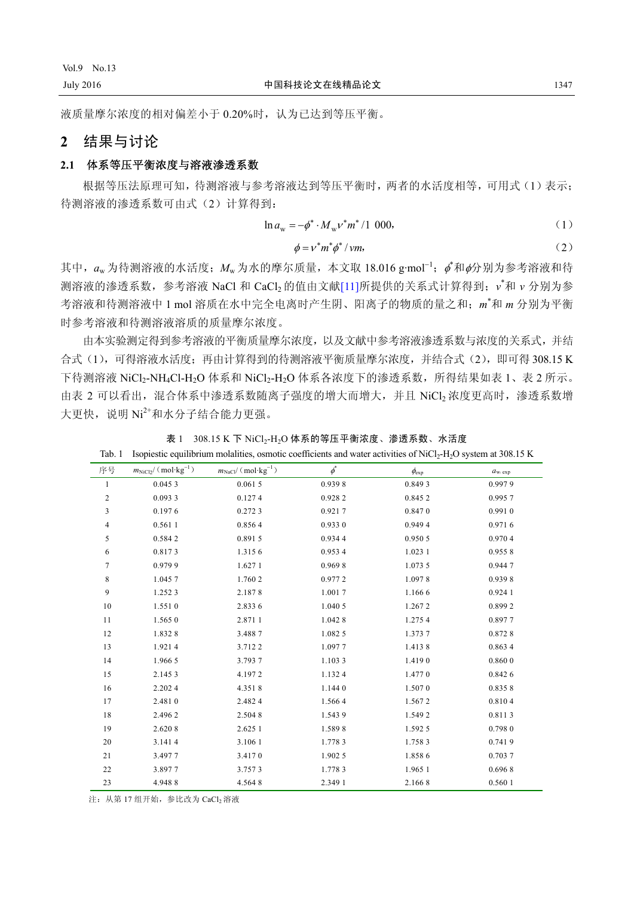液质量摩尔浓度的相对偏差小于 0.20%时，认为已达到等压平衡。

## 2 结果与讨论

### 2.1 体系等压平衡浓度与溶液渗透系数

根据等压法原理可知，待测溶液与参考溶液达到等压平衡时，两者的水活度相等，可用式（1）表示；待测溶液的渗透系数可由式（2）计算得到：

$$\ln a_{\mathrm{w}} = -\phi^{*} \cdot M_{\mathrm{w}} v^{*} m^{*} / 1\ 000, \tag{1}$$

$$\phi = v^{*} m^{*} \phi^{*} / vm, \tag{2}$$

其中，$a_w$ 为待测溶液的水活度；$M_w$ 为水的摩尔质量，本文取 18.016 g·mol$^{-1}$；$\phi^*$和$\phi$分别为参考溶液和待测溶液的渗透系数，参考溶液 NaCl 和 $CaCl_2$ 的值由文献[11]所提供的关系式计算得到；$v^*$和 $v$ 分别为参考溶液和待测溶液中 1 mol 溶质在水中完全电离时产生阴、阳离子的物质的量之和；$m^*$和 $m$ 分别为平衡时参考溶液和待测溶液溶质的质量摩尔浓度。

由本实验测定得到参考溶液的平衡质量摩尔浓度，以及文献中参考溶液渗透系数与浓度的关系式，并结合式（1），可得溶液水活度；再由计算得到的待测溶液平衡质量摩尔浓度，并结合式（2），即可得 308.15 K 下待测溶液 $NiCl_2$-$NH_4Cl$-$H_2O$ 体系和 $NiCl_2$-$H_2O$ 体系各浓度下的渗透系数，所得结果如表 1、表 2 所示。由表 2 可以看出，混合体系中渗透系数随离子强度的增大而增大，并且 $NiCl_2$ 浓度更高时，渗透系数增大更快，说明 $Ni^{2+}$和水分子结合能力更强。

表 1 308.15 K 下 $NiCl_2$-$H_2O$ 体系的等压平衡浓度、渗透系数、水活度

Tab. 1 Isopiestic equilibrium molalities, osmotic coefficients and water activities of $NiCl_2$-$H_2O$ system at 308.15 K

| 序号 | $m_{NiCl_2}$/（mol·kg$^{-1}$） | $m_{NaCl}$/（mol·kg$^{-1}$） | $\phi^*$ | $\phi_{exp}$ | $a_{w,exp}$ |
|---|---|---|---|---|---|
| 1 | 0.045 3 | 0.061 5 | 0.939 8 | 0.849 3 | 0.997 9 |
| 2 | 0.093 3 | 0.127 4 | 0.928 2 | 0.845 2 | 0.995 7 |
| 3 | 0.197 6 | 0.272 3 | 0.921 7 | 0.847 0 | 0.991 0 |
| 4 | 0.561 1 | 0.856 4 | 0.933 0 | 0.949 4 | 0.971 6 |
| 5 | 0.584 2 | 0.891 5 | 0.934 4 | 0.950 5 | 0.970 4 |
| 6 | 0.817 3 | 1.315 6 | 0.953 4 | 1.023 1 | 0.955 8 |
| 7 | 0.979 9 | 1.627 1 | 0.969 8 | 1.073 5 | 0.944 7 |
| 8 | 1.045 7 | 1.760 2 | 0.977 2 | 1.097 8 | 0.939 8 |
| 9 | 1.252 3 | 2.187 8 | 1.001 7 | 1.166 6 | 0.924 1 |
| 10 | 1.551 0 | 2.833 6 | 1.040 5 | 1.267 2 | 0.899 2 |
| 11 | 1.565 0 | 2.871 1 | 1.042 8 | 1.275 4 | 0.897 7 |
| 12 | 1.832 8 | 3.488 7 | 1.082 5 | 1.373 7 | 0.872 8 |
| 13 | 1.921 4 | 3.712 2 | 1.097 7 | 1.413 8 | 0.863 4 |
| 14 | 1.966 5 | 3.793 7 | 1.103 3 | 1.419 0 | 0.860 0 |
| 15 | 2.145 3 | 4.197 2 | 1.132 4 | 1.477 0 | 0.842 6 |
| 16 | 2.202 4 | 4.351 8 | 1.144 0 | 1.507 0 | 0.835 8 |
| 17 | 2.481 0 | 2.482 4 | 1.566 4 | 1.567 2 | 0.810 4 |
| 18 | 2.496 2 | 2.504 8 | 1.543 9 | 1.549 2 | 0.811 3 |
| 19 | 2.620 8 | 2.625 1 | 1.589 8 | 1.592 5 | 0.798 0 |
| 20 | 3.141 4 | 3.106 1 | 1.778 3 | 1.758 3 | 0.741 9 |
| 21 | 3.497 7 | 3.417 0 | 1.902 5 | 1.858 6 | 0.703 7 |
| 22 | 3.897 7 | 3.757 3 | 1.778 3 | 1.965 1 | 0.696 8 |
| 23 | 4.948 8 | 4.564 8 | 2.349 1 | 2.166 8 | 0.560 1 |

注：从第 17 组开始，参比改为 $CaCl_2$ 溶液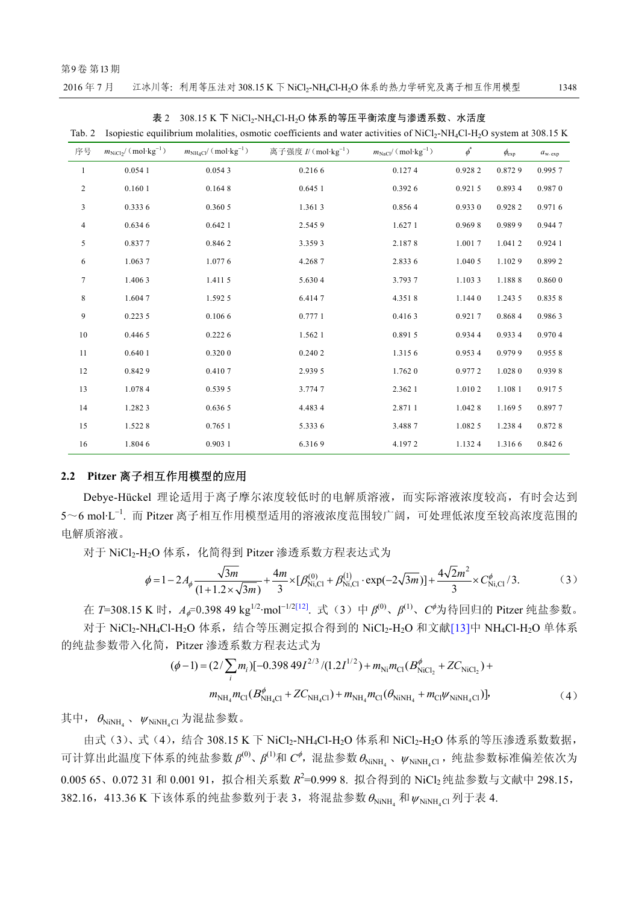表 2　308.15 K 下 $NiCl_2$-$NH_4Cl$-$H_2O$ 体系的等压平衡浓度与渗透系数、水活度

Tab. 2　Isopiestic equilibrium molalities, osmotic coefficients and water activities of $NiCl_2$-$NH_4Cl$-$H_2O$ system at 308.15 K

| 序号 | $m_{NiCl_2}$/(mol·kg$^{-1}$) | $m_{NH_4Cl}$/(mol·kg$^{-1}$) | 离子强度 $I$/(mol·kg$^{-1}$) | $m_{NaCl}$/(mol·kg$^{-1}$) | $\phi^*$ | $\phi_{exp}$ | $a_{w,exp}$ |
|---|---|---|---|---|---|---|---|
| 1 | 0.054 1 | 0.054 3 | 0.216 6 | 0.127 4 | 0.928 2 | 0.872 9 | 0.995 7 |
| 2 | 0.160 1 | 0.164 8 | 0.645 1 | 0.392 6 | 0.921 5 | 0.893 4 | 0.987 0 |
| 3 | 0.333 6 | 0.360 5 | 1.361 3 | 0.856 4 | 0.933 0 | 0.928 2 | 0.971 6 |
| 4 | 0.634 6 | 0.642 1 | 2.545 9 | 1.627 1 | 0.969 8 | 0.989 9 | 0.944 7 |
| 5 | 0.837 7 | 0.846 2 | 3.359 3 | 2.187 8 | 1.001 7 | 1.041 2 | 0.924 1 |
| 6 | 1.063 7 | 1.077 6 | 4.268 7 | 2.833 6 | 1.040 5 | 1.102 9 | 0.899 2 |
| 7 | 1.406 3 | 1.411 5 | 5.630 4 | 3.793 7 | 1.103 3 | 1.188 8 | 0.860 0 |
| 8 | 1.604 7 | 1.592 5 | 6.414 7 | 4.351 8 | 1.144 0 | 1.243 5 | 0.835 8 |
| 9 | 0.223 5 | 0.106 6 | 0.777 1 | 0.416 3 | 0.921 7 | 0.868 4 | 0.986 3 |
| 10 | 0.446 5 | 0.222 6 | 1.562 1 | 0.891 5 | 0.934 4 | 0.933 4 | 0.970 4 |
| 11 | 0.640 1 | 0.320 0 | 0.240 2 | 1.315 6 | 0.953 4 | 0.979 9 | 0.955 8 |
| 12 | 0.842 9 | 0.410 7 | 2.939 5 | 1.762 0 | 0.977 2 | 1.028 0 | 0.939 8 |
| 13 | 1.078 4 | 0.539 5 | 3.774 7 | 2.362 1 | 1.010 2 | 1.108 1 | 0.917 5 |
| 14 | 1.282 3 | 0.636 5 | 4.483 4 | 2.871 1 | 1.042 8 | 1.169 5 | 0.897 7 |
| 15 | 1.522 8 | 0.765 1 | 5.333 6 | 3.488 7 | 1.082 5 | 1.238 4 | 0.872 8 |
| 16 | 1.804 6 | 0.903 1 | 6.316 9 | 4.197 2 | 1.132 4 | 1.316 6 | 0.842 6 |

## 2.2　Pitzer 离子相互作用模型的应用

Debye-Hückel 理论适用于离子摩尔浓度较低时的电解质溶液，而实际溶液浓度较高，有时会达到 5～6 mol·L$^{-1}$. 而 Pitzer 离子相互作用模型适用的溶液浓度范围较广阔，可处理低浓度至较高浓度范围的电解质溶液。

对于 $NiCl_2$-$H_2O$ 体系，化简得到 Pitzer 渗透系数方程表达式为

$$\phi = 1 - 2A_\phi \frac{\sqrt{3m}}{(1+1.2\times\sqrt{3m})} + \frac{4m}{3}\times[\beta^{(0)}_{Ni,Cl} + \beta^{(1)}_{Ni,Cl}\cdot\exp(-2\sqrt{3m})] + \frac{4\sqrt{2}m^2}{3}\times C^{\phi}_{Ni,Cl}/3. \tag{3}$$

在 $T$=308.15 K 时，$A_\phi$=0.398 49 kg$^{1/2}$·mol$^{-1/2}$[12]. 式（3）中 $\beta^{(0)}$、$\beta^{(1)}$、$C^\phi$为待回归的 Pitzer 纯盐参数。

对于 $NiCl_2$-$NH_4Cl$-$H_2O$ 体系，结合等压测定拟合得到的 $NiCl_2$-$H_2O$ 和文献[13]中 $NH_4Cl$-$H_2O$ 单体系的纯盐参数带入化简，Pitzer 渗透系数方程表达式为

$$(\phi-1) = (2/\sum_i m_i)[-0.398\,49 I^{2/3}/(1.2I^{1/2}) + m_{Ni}m_{Cl}(B^{\phi}_{NiCl_2} + ZC_{NiCl_2}) + m_{NH_4}m_{Cl}(B^{\phi}_{NH_4Cl} + ZC_{NH_4Cl}) + m_{NH_4}m_{Cl}(\theta_{NiNH_4} + m_{Cl}\psi_{NiNH_4Cl})], \tag{4}$$

其中，$\theta_{NiNH_4}$、$\psi_{NiNH_4Cl}$ 为混盐参数。

由式（3）、式（4），结合 308.15 K 下 $NiCl_2$-$NH_4Cl$-$H_2O$ 体系和 $NiCl_2$-$H_2O$ 体系的等压渗透系数数据，可计算出此温度下体系的纯盐参数 $\beta^{(0)}$、$\beta^{(1)}$和 $C^\phi$，混盐参数 $\theta_{NiNH_4}$、$\psi_{NiNH_4Cl}$，纯盐参数标准偏差依次为 0.005 65、0.072 31 和 0.001 91，拟合相关系数 $R^2$=0.999 8. 拟合得到的 $NiCl_2$ 纯盐参数与文献中 298.15，382.16，413.36 K 下该体系的纯盐参数列于表 3，将混盐参数 $\theta_{NiNH_4}$ 和 $\psi_{NiNH_4Cl}$ 列于表 4.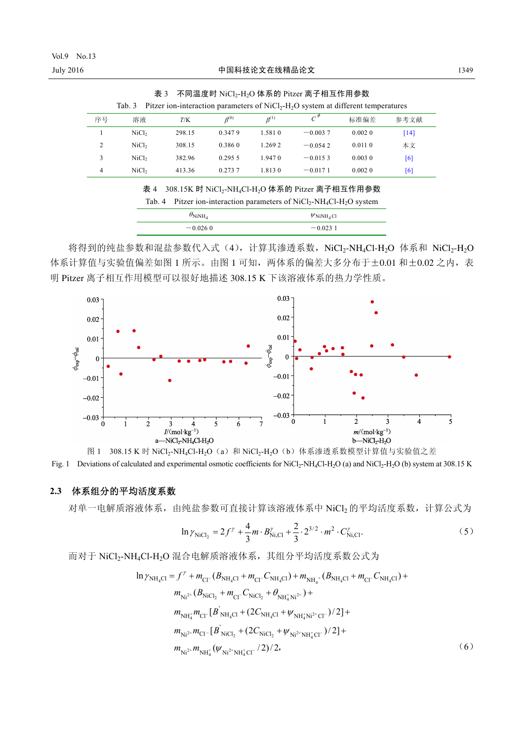表 3　不同温度时 $NiCl_2$-$H_2O$ 体系的 Pitzer 离子相互作用参数

Tab. 3　Pitzer ion-interaction parameters of $NiCl_2$-$H_2O$ system at different temperatures

| 序号 | 溶液 | $T$/K | $\beta^{(0)}$ | $\beta^{(1)}$ | $C^{\phi}$ | 标准偏差 | 参考文献 |
|---|---|---|---|---|---|---|---|
| 1 | $NiCl_2$ | 298.15 | 0.347 9 | 1.581 0 | −0.003 7 | 0.002 0 | [14] |
| 2 | $NiCl_2$ | 308.15 | 0.386 0 | 1.269 2 | −0.054 2 | 0.011 0 | 本文 |
| 3 | $NiCl_2$ | 382.96 | 0.295 5 | 1.947 0 | −0.015 3 | 0.003 0 | [6] |
| 4 | $NiCl_2$ | 413.36 | 0.273 7 | 1.813 0 | −0.017 1 | 0.002 0 | [6] |

表 4　308.15K 时 $NiCl_2$-$NH_4Cl$-$H_2O$ 体系的 Pitzer 离子相互作用参数

Tab. 4　Pitzer ion-interaction parameters of $NiCl_2$-$NH_4Cl$-$H_2O$ system

| $\theta_{NiNH_4}$ | $\psi_{NiNH_4Cl}$ |
|---|---|
| −0.026 0 | −0.023 1 |

将得到的纯盐参数和混盐参数代入式（4），计算其渗透系数，$NiCl_2$-$NH_4Cl$-$H_2O$ 体系和 $NiCl_2$-$H_2O$ 体系计算值与实验值偏差如图 1 所示。由图 1 可知，两体系的偏差大多分布于±0.01 和±0.02 之内，表明 Pitzer 离子相互作用模型可以很好地描述 308.15 K 下该溶液体系的热力学性质。

图 1　308.15 K 时 $NiCl_2$-$NH_4Cl$-$H_2O$（a）和 $NiCl_2$-$H_2O$（b）体系渗透系数模型计算值与实验值之差

Fig. 1　Deviations of calculated and experimental osmotic coefficients for $NiCl_2$-$NH_4Cl$-$H_2O$ (a) and $NiCl_2$-$H_2O$ (b) system at 308.15 K

## 2.3　体系组分的平均活度系数

对单一电解质溶液体系，由纯盐参数可直接计算该溶液体系中 $NiCl_2$ 的平均活度系数，计算公式为

$$\ln\gamma_{NiCl_2} = 2f^{\gamma} + \frac{4}{3}m\cdot B^{\gamma}_{Ni,Cl} + \frac{2}{3}\cdot 2^{3/2}\cdot m^2\cdot C^{\gamma}_{Ni,Cl}. \tag{5}$$

而对于 $NiCl_2$-$NH_4Cl$-$H_2O$ 混合电解质溶液体系，其组分平均活度系数公式为

$$\begin{aligned}\ln\gamma_{NH_4Cl} = {} & f^{\gamma} + m_{Cl^-}(B_{NH_4Cl} + m_{Cl^-}C_{NH_4Cl}) + m_{NH_4^+}(B_{NH_4Cl} + m_{Cl^-}C_{NH_4Cl}) + \\ & m_{Ni^{2+}}(B_{NiCl_2} + m_{Cl^-}C_{NiCl_2} + \theta_{NH_4^+Ni^{2+}}) + \\ & m_{NH_4^+}m_{Cl^-}[B'_{NH_4Cl} + (2C_{NH_4Cl} + \psi_{NH_4^+Ni^{2+}Cl^-})/2] + \\ & m_{Ni^{2+}}m_{Cl^-}[B'_{NiCl_2} + (2C_{NiCl_2} + \psi_{Ni^{2+}NH_4^+Cl^-})/2] + \\ & m_{Ni^{2+}}m_{NH_4^+}(\psi_{Ni^{2+}NH_4^+Cl^-}/2)/2,\end{aligned} \tag{6}$$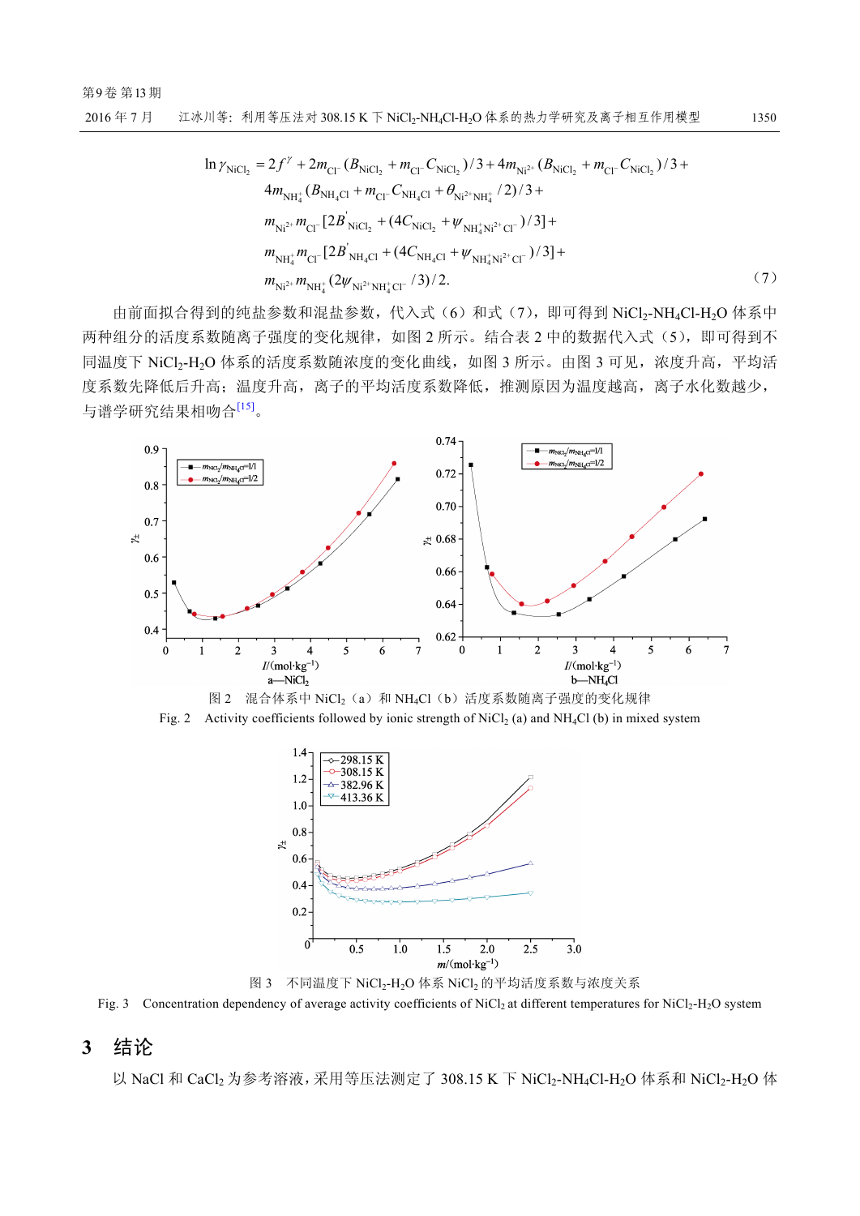$$\ln \gamma_{\mathrm{NiCl_2}} = 2f^{\gamma} + 2m_{\mathrm{Cl^-}}(B_{\mathrm{NiCl_2}} + m_{\mathrm{Cl^-}}C_{\mathrm{NiCl_2}})/3 + 4m_{\mathrm{Ni^{2+}}}(B_{\mathrm{NiCl_2}} + m_{\mathrm{Cl^-}}C_{\mathrm{NiCl_2}})/3 +$$
$$4m_{\mathrm{NH_4^+}}(B_{\mathrm{NH_4Cl}} + m_{\mathrm{Cl^-}}C_{\mathrm{NH_4Cl}} + \theta_{\mathrm{Ni^{2+}NH_4^+}}/2)/3 +$$
$$m_{\mathrm{Ni^{2+}}}m_{\mathrm{Cl^-}}[2B'_{\mathrm{NiCl_2}} + (4C_{\mathrm{NiCl_2}} + \psi_{\mathrm{NH_4^+Ni^{2+}Cl^-}})/3] +$$
$$m_{\mathrm{NH_4^+}}m_{\mathrm{Cl^-}}[2B'_{\mathrm{NH_4Cl}} + (4C_{\mathrm{NH_4Cl}} + \psi_{\mathrm{NH_4^+Ni^{2+}Cl^-}})/3] +$$
$$m_{\mathrm{Ni^{2+}}}m_{\mathrm{NH_4^+}}(2\psi_{\mathrm{Ni^{2+}NH_4^+Cl^-}}/3)/2. \tag{7}$$

由前面拟合得到的纯盐参数和混盐参数，代入式（6）和式（7），即可得到 $NiCl_2$-$NH_4Cl$-$H_2O$ 体系中两种组分的活度系数随离子强度的变化规律，如图 2 所示。结合表 2 中的数据代入式（5），即可得到不同温度下 $NiCl_2$-$H_2O$ 体系的活度系数随浓度的变化曲线，如图 3 所示。由图 3 可见，浓度升高，平均活度系数先降低后升高；温度升高，离子的平均活度系数降低，推测原因为温度越高，离子水化数越少，与谱学研究结果相吻合[15]。

图 2　混合体系中 $NiCl_2$（a）和 $NH_4Cl$（b）活度系数随离子强度的变化规律

Fig. 2　Activity coefficients followed by ionic strength of $NiCl_2$ (a) and $NH_4Cl$ (b) in mixed system

图 3　不同温度下 $NiCl_2$-$H_2O$ 体系 $NiCl_2$ 的平均活度系数与浓度关系

Fig. 3　Concentration dependency of average activity coefficients of $NiCl_2$ at different temperatures for $NiCl_2$-$H_2O$ system

## 3　结论

以 NaCl 和 $CaCl_2$ 为参考溶液，采用等压法测定了 308.15 K 下 $NiCl_2$-$NH_4Cl$-$H_2O$ 体系和 $NiCl_2$-$H_2O$ 体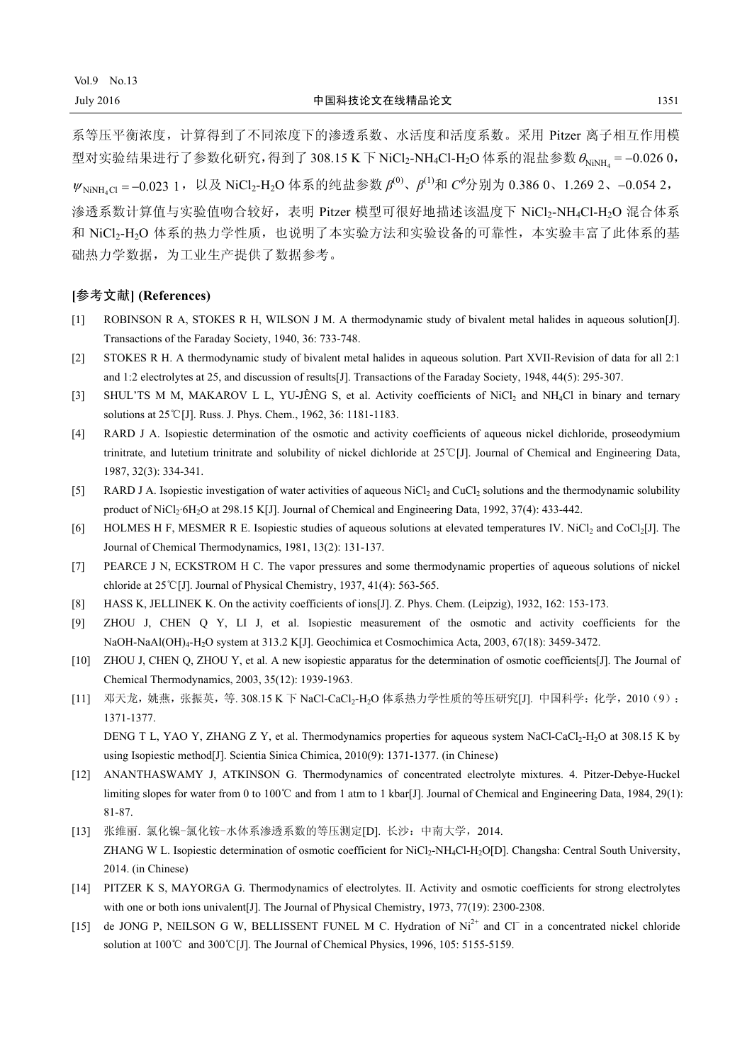系等压平衡浓度，计算得到了不同浓度下的渗透系数、水活度和活度系数。采用 Pitzer 离子相互作用模型对实验结果进行了参数化研究，得到了 308.15 K 下 $NiCl_2$-$NH_4Cl$-$H_2O$ 体系的混盐参数 $\theta_{NiNH_4} = -0.026\,0$，$\psi_{NiNH_4Cl} = -0.023\,1$，以及 $NiCl_2$-$H_2O$ 体系的纯盐参数 $\beta^{(0)}$、$\beta^{(1)}$和 $C^{\phi}$分别为 0.386 0、1.269 2、−0.054 2，渗透系数计算值与实验值吻合较好，表明 Pitzer 模型可很好地描述该温度下 $NiCl_2$-$NH_4Cl$-$H_2O$ 混合体系和 $NiCl_2$-$H_2O$ 体系的热力学性质，也说明了本实验方法和实验设备的可靠性，本实验丰富了此体系的基础热力学数据，为工业生产提供了数据参考。

## [参考文献] (References)

[1] ROBINSON R A, STOKES R H, WILSON J M. A thermodynamic study of bivalent metal halides in aqueous solution[J]. Transactions of the Faraday Society, 1940, 36: 733-748.

[2] STOKES R H. A thermodynamic study of bivalent metal halides in aqueous solution. Part XVII-Revision of data for all 2:1 and 1:2 electrolytes at 25, and discussion of results[J]. Transactions of the Faraday Society, 1948, 44(5): 295-307.

[3] SHUL'TS M M, MAKAROV L L, YU-JÊNG S, et al. Activity coefficients of $NiCl_2$ and $NH_4Cl$ in binary and ternary solutions at 25℃[J]. Russ. J. Phys. Chem., 1962, 36: 1181-1183.

[4] RARD J A. Isopiestic determination of the osmotic and activity coefficients of aqueous nickel dichloride, proseodymium trinitrate, and lutetium trinitrate and solubility of nickel dichloride at 25℃[J]. Journal of Chemical and Engineering Data, 1987, 32(3): 334-341.

[5] RARD J A. Isopiestic investigation of water activities of aqueous $NiCl_2$ and $CuCl_2$ solutions and the thermodynamic solubility product of $NiCl_2 \cdot 6H_2O$ at 298.15 K[J]. Journal of Chemical and Engineering Data, 1992, 37(4): 433-442.

[6] HOLMES H F, MESMER R E. Isopiestic studies of aqueous solutions at elevated temperatures IV. $NiCl_2$ and $CoCl_2$[J]. The Journal of Chemical Thermodynamics, 1981, 13(2): 131-137.

[7] PEARCE J N, ECKSTROM H C. The vapor pressures and some thermodynamic properties of aqueous solutions of nickel chloride at 25℃[J]. Journal of Physical Chemistry, 1937, 41(4): 563-565.

[8] HASS K, JELLINEK K. On the activity coefficients of ions[J]. Z. Phys. Chem. (Leipzig), 1932, 162: 153-173.

[9] ZHOU J, CHEN Q Y, LI J, et al. Isopiestic measurement of the osmotic and activity coefficients for the $NaOH$-$NaAl(OH)_4$-$H_2O$ system at 313.2 K[J]. Geochimica et Cosmochimica Acta, 2003, 67(18): 3459-3472.

[10] ZHOU J, CHEN Q, ZHOU Y, et al. A new isopiestic apparatus for the determination of osmotic coefficients[J]. The Journal of Chemical Thermodynamics, 2003, 35(12): 1939-1963.

[11] 邓天龙，姚燕，张振英，等. 308.15 K 下 $NaCl$-$CaCl_2$-$H_2O$ 体系热力学性质的等压研究[J]. 中国科学：化学，2010（9）：1371-1377.
DENG T L, YAO Y, ZHANG Z Y, et al. Thermodynamics properties for aqueous system $NaCl$-$CaCl_2$-$H_2O$ at 308.15 K by using Isopiestic method[J]. Scientia Sinica Chimica, 2010(9): 1371-1377. (in Chinese)

[12] ANANTHASWAMY J, ATKINSON G. Thermodynamics of concentrated electrolyte mixtures. 4. Pitzer-Debye-Huckel limiting slopes for water from 0 to 100℃ and from 1 atm to 1 kbar[J]. Journal of Chemical and Engineering Data, 1984, 29(1): 81-87.

[13] 张维丽. 氯化镍-氯化铵-水体系渗透系数的等压测定[D]. 长沙：中南大学，2014.
ZHANG W L. Isopiestic determination of osmotic coefficient for $NiCl_2$-$NH_4Cl$-$H_2O$[D]. Changsha: Central South University, 2014. (in Chinese)

[14] PITZER K S, MAYORGA G. Thermodynamics of electrolytes. II. Activity and osmotic coefficients for strong electrolytes with one or both ions univalent[J]. The Journal of Physical Chemistry, 1973, 77(19): 2300-2308.

[15] de JONG P, NEILSON G W, BELLISSENT FUNEL M C. Hydration of $Ni^{2+}$ and $Cl^-$ in a concentrated nickel chloride solution at 100℃ and 300℃[J]. The Journal of Chemical Physics, 1996, 105: 5155-5159.